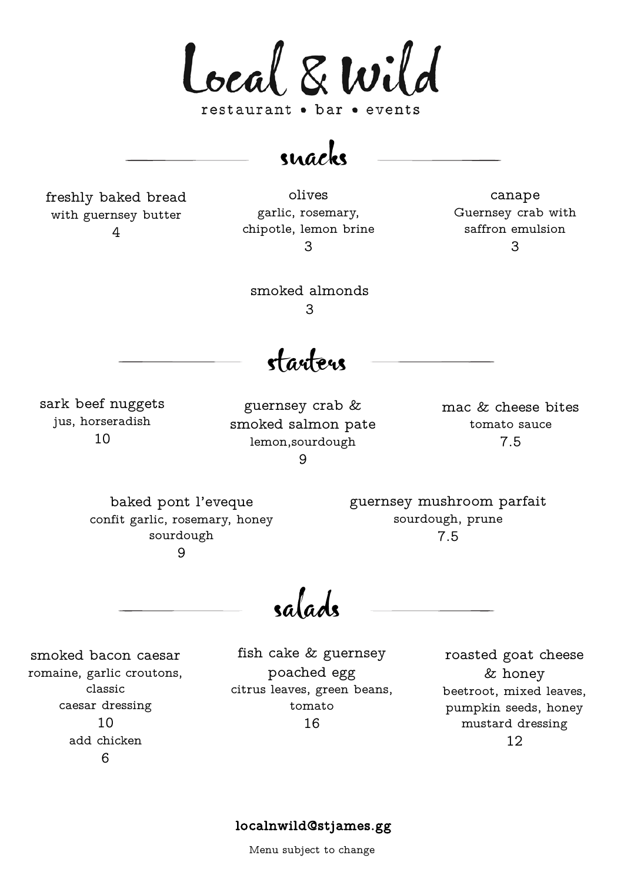# Local & Wild

restaurant • bar • events

## snacks

**freshly baked bread**
with guernsey butter
4

**olives**
garlic, rosemary, chipotle, lemon brine
3

**canape**
Guernsey crab with saffron emulsion
3

**smoked almonds**
3

## starters

**sark beef nuggets**
jus, horseradish
10

**guernsey crab & smoked salmon pate**
lemon,sourdough
9

**mac & cheese bites**
tomato sauce
7.5

**baked pont l'eveque**
confit garlic, rosemary, honey sourdough
9

**guernsey mushroom parfait**
sourdough, prune
7.5

## salads

**smoked bacon caesar**
romaine, garlic croutons, classic caesar dressing
10
add chicken
6

**fish cake & guernsey poached egg**
citrus leaves, green beans, tomato
16

**roasted goat cheese & honey**
beetroot, mixed leaves, pumpkin seeds, honey mustard dressing
12

**localnwild@stjames.gg**

Menu subject to change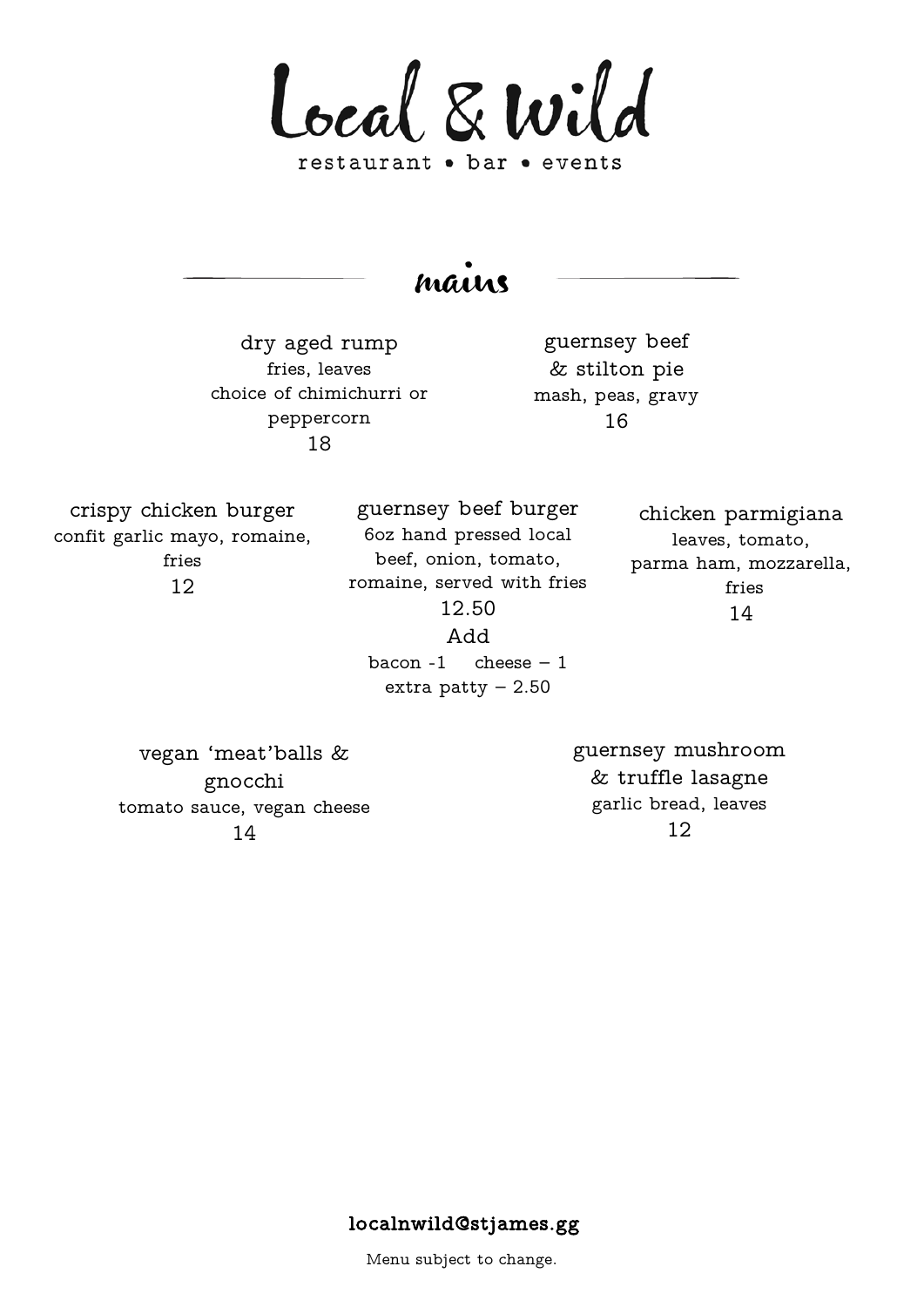# Local & Wild

restaurant • bar • events

## mains

**dry aged rump**
fries, leaves
choice of chimichurri or peppercorn
18

**guernsey beef & stilton pie**
mash, peas, gravy
16

**crispy chicken burger**
confit garlic mayo, romaine, fries
12

**guernsey beef burger**
6oz hand pressed local beef, onion, tomato, romaine, served with fries
12.50
Add
bacon -1 cheese – 1
extra patty – 2.50

**chicken parmigiana**
leaves, tomato, parma ham, mozzarella, fries
14

**vegan 'meat'balls & gnocchi**
tomato sauce, vegan cheese
14

**guernsey mushroom & truffle lasagne**
garlic bread, leaves
12

**localnwild@stjames.gg**

Menu subject to change.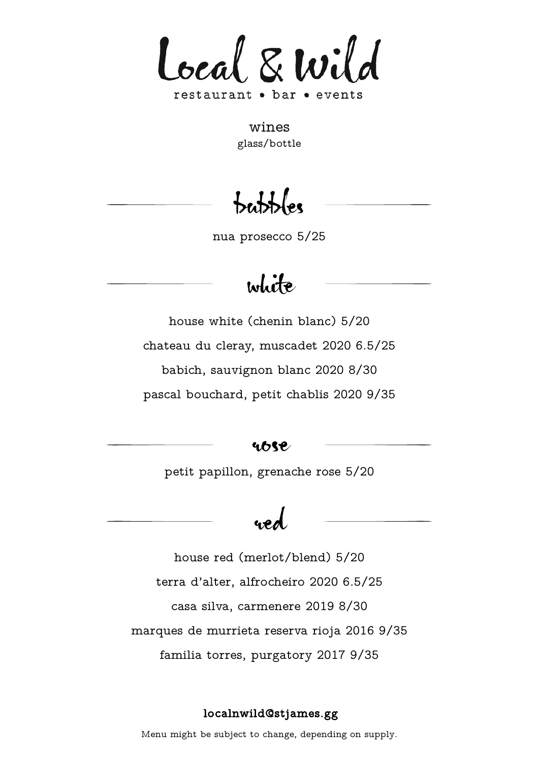# Local & Wild

restaurant • bar • events

wines

glass/bottle

## bubbles

nua prosecco 5/25

## white

house white (chenin blanc) 5/20

chateau du cleray, muscadet 2020 6.5/25

babich, sauvignon blanc 2020 8/30

pascal bouchard, petit chablis 2020 9/35

## rose

petit papillon, grenache rose 5/20

## red

house red (merlot/blend) 5/20

terra d'alter, alfrocheiro 2020 6.5/25

casa silva, carmenere 2019 8/30

marques de murrieta reserva rioja 2016 9/35

familia torres, purgatory 2017 9/35

**localnwild@stjames.gg**

Menu might be subject to change, depending on supply.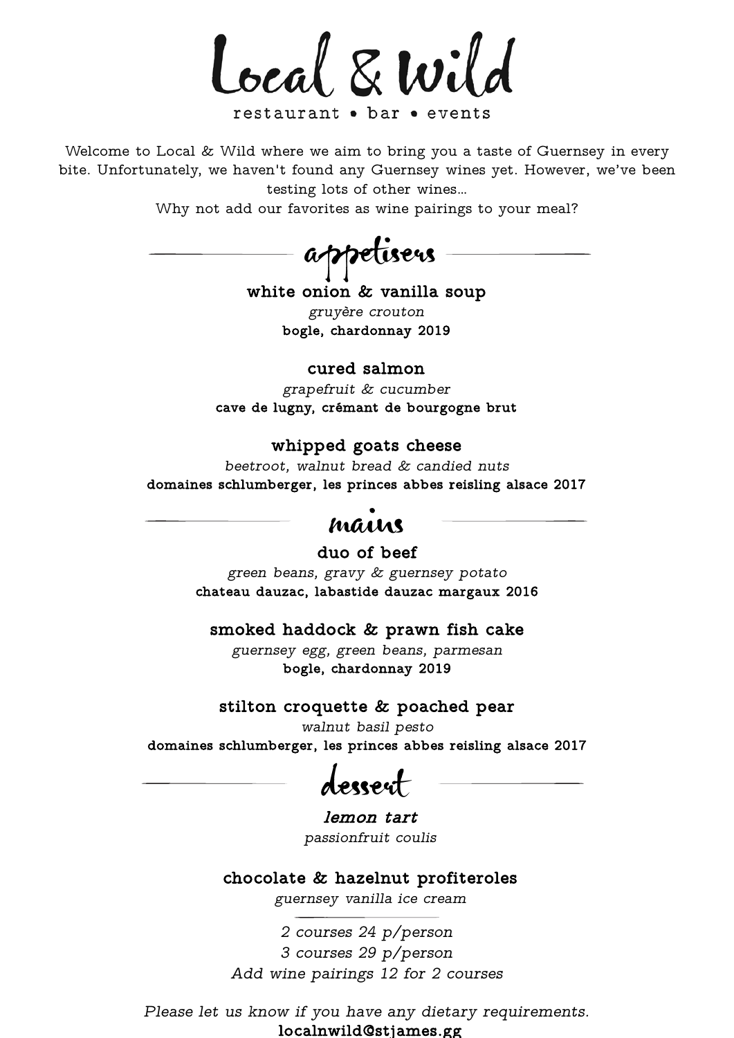# Local & Wild

restaurant • bar • events

Welcome to Local & Wild where we aim to bring you a taste of Guernsey in every bite. Unfortunately, we haven't found any Guernsey wines yet. However, we've been testing lots of other wines...
Why not add our favorites as wine pairings to your meal?

## appetisers

**white onion & vanilla soup**
*gruyère crouton*
**bogle, chardonnay 2019**

**cured salmon**
*grapefruit & cucumber*
**cave de lugny, crémant de bourgogne brut**

**whipped goats cheese**
*beetroot, walnut bread & candied nuts*
**domaines schlumberger, les princes abbes reisling alsace 2017**

## mains

**duo of beef**
*green beans, gravy & guernsey potato*
**chateau dauzac, labastide dauzac margaux 2016**

**smoked haddock & prawn fish cake**
*guernsey egg, green beans, parmesan*
**bogle, chardonnay 2019**

**stilton croquette & poached pear**
*walnut basil pesto*
**domaines schlumberger, les princes abbes reisling alsace 2017**

## dessert

***lemon tart***
*passionfruit coulis*

**chocolate & hazelnut profiteroles**
*guernsey vanilla ice cream*

*2 courses 24 p/person*
*3 courses 29 p/person*
*Add wine pairings 12 for 2 courses*

*Please let us know if you have any dietary requirements.*
**localnwild@stjames.gg**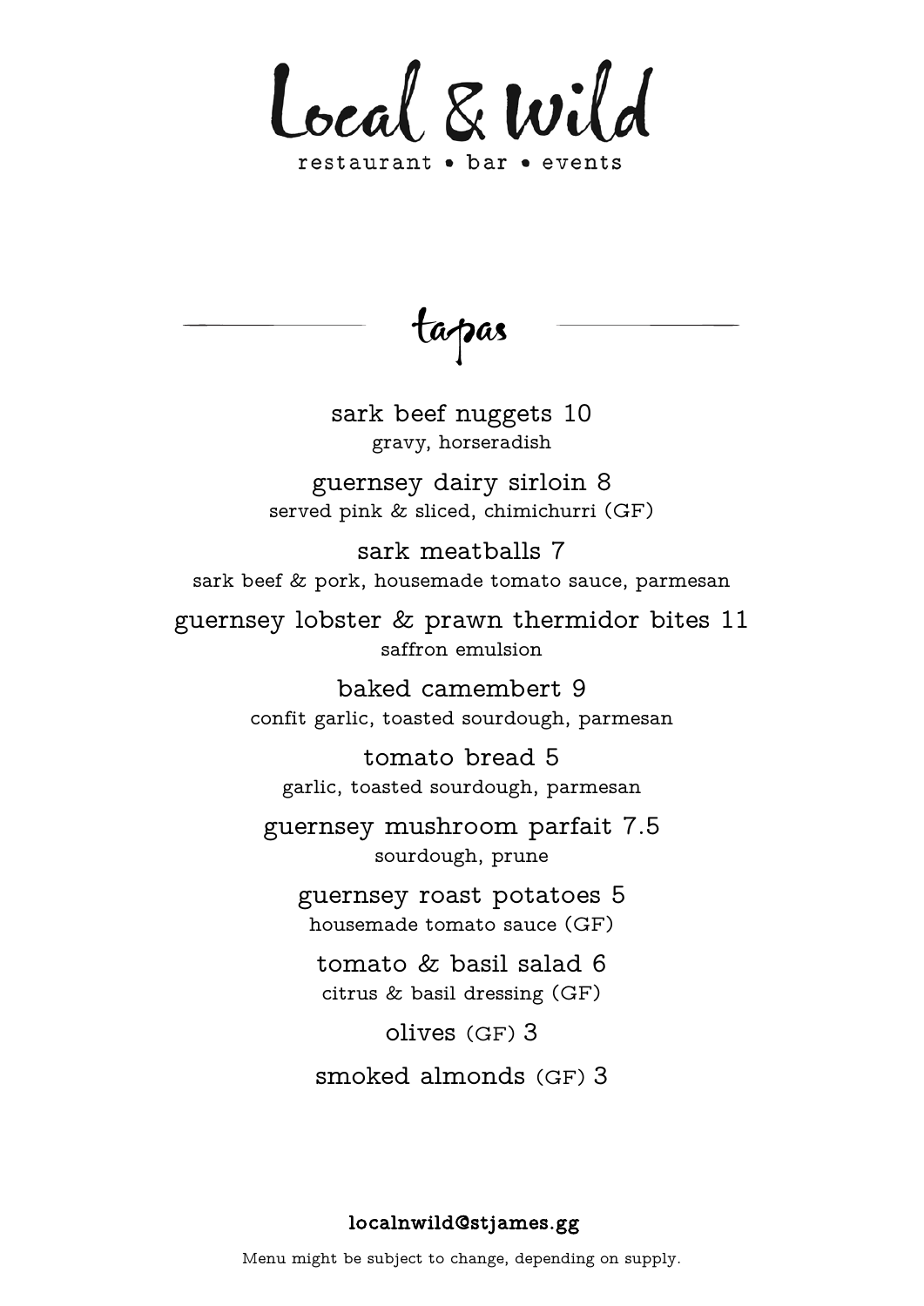# Local & Wild

restaurant • bar • events

## tapas

sark beef nuggets 10
gravy, horseradish

guernsey dairy sirloin 8
served pink & sliced, chimichurri (GF)

sark meatballs 7
sark beef & pork, housemade tomato sauce, parmesan

guernsey lobster & prawn thermidor bites 11
saffron emulsion

baked camembert 9
confit garlic, toasted sourdough, parmesan

tomato bread 5
garlic, toasted sourdough, parmesan

guernsey mushroom parfait 7.5
sourdough, prune

guernsey roast potatoes 5
housemade tomato sauce (GF)

tomato & basil salad 6
citrus & basil dressing (GF)

olives (GF) 3

smoked almonds (GF) 3

**localnwild@stjames.gg**

Menu might be subject to change, depending on supply.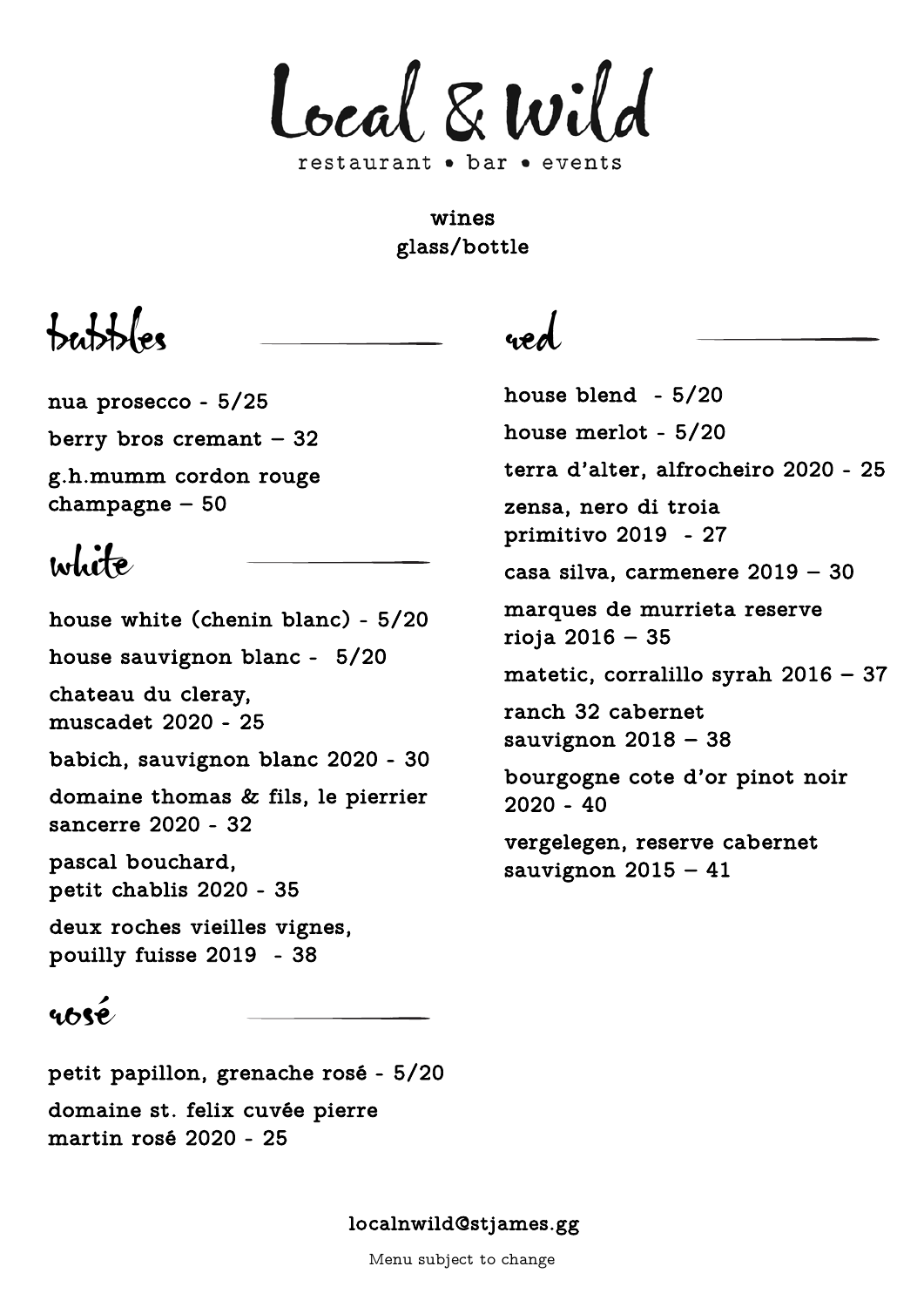# Local & Wild

restaurant • bar • events

**wines**
**glass/bottle**

## bubbles

nua prosecco - 5/25

berry bros cremant – 32

g.h.mumm cordon rouge champagne – 50

## white

house white (chenin blanc) - 5/20

house sauvignon blanc - 5/20

chateau du cleray, muscadet 2020 - 25

babich, sauvignon blanc 2020 - 30

domaine thomas & fils, le pierrier sancerre 2020 - 32

pascal bouchard, petit chablis 2020 - 35

deux roches vieilles vignes, pouilly fuisse 2019 - 38

## rosé

petit papillon, grenache rosé - 5/20

domaine st. felix cuvée pierre martin rosé 2020 - 25

## red

house blend - 5/20

house merlot - 5/20

terra d'alter, alfrocheiro 2020 - 25

zensa, nero di troia primitivo 2019 - 27

casa silva, carmenere 2019 – 30

marques de murrieta reserve rioja 2016 – 35

matetic, corralillo syrah 2016 – 37

ranch 32 cabernet sauvignon 2018 – 38

bourgogne cote d'or pinot noir 2020 - 40

vergelegen, reserve cabernet sauvignon 2015 – 41

localnwild@stjames.gg

Menu subject to change